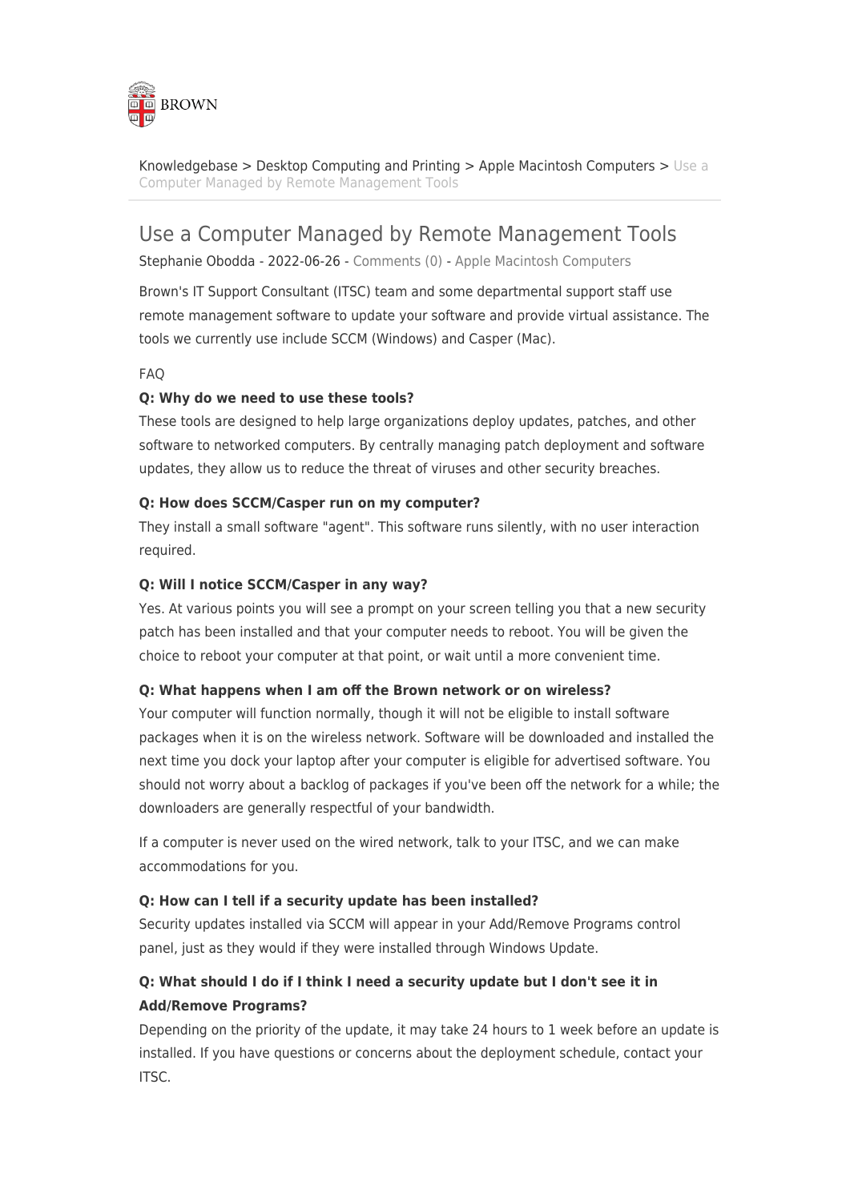Knowledgebase > Desktop Computing and Printing > Apple Macintosh Computers > Use a Computer Managed by Remote Management Tools

# Use a Computer Managed by Remote Management Tools

Stephanie Obodda - 2022-06-26 - Comments (0) - Apple Macintosh Computers

Brown's IT Support Consultant (ITSC) team and some departmental support staff use remote management software to update your software and provide virtual assistance. The tools we currently use include SCCM (Windows) and Casper (Mac).

FAQ

**Q: Why do we need to use these tools?**

These tools are designed to help large organizations deploy updates, patches, and other software to networked computers. By centrally managing patch deployment and software updates, they allow us to reduce the threat of viruses and other security breaches.

**Q: How does SCCM/Casper run on my computer?**

They install a small software "agent". This software runs silently, with no user interaction required.

**Q: Will I notice SCCM/Casper in any way?**

Yes. At various points you will see a prompt on your screen telling you that a new security patch has been installed and that your computer needs to reboot. You will be given the choice to reboot your computer at that point, or wait until a more convenient time.

**Q: What happens when I am off the Brown network or on wireless?**

Your computer will function normally, though it will not be eligible to install software packages when it is on the wireless network. Software will be downloaded and installed the next time you dock your laptop after your computer is eligible for advertised software. You should not worry about a backlog of packages if you've been off the network for a while; the downloaders are generally respectful of your bandwidth.

If a computer is never used on the wired network, talk to your ITSC, and we can make accommodations for you.

**Q: How can I tell if a security update has been installed?**

Security updates installed via SCCM will appear in your Add/Remove Programs control panel, just as they would if they were installed through Windows Update.

**Q: What should I do if I think I need a security update but I don't see it in Add/Remove Programs?**

Depending on the priority of the update, it may take 24 hours to 1 week before an update is installed. If you have questions or concerns about the deployment schedule, contact your ITSC.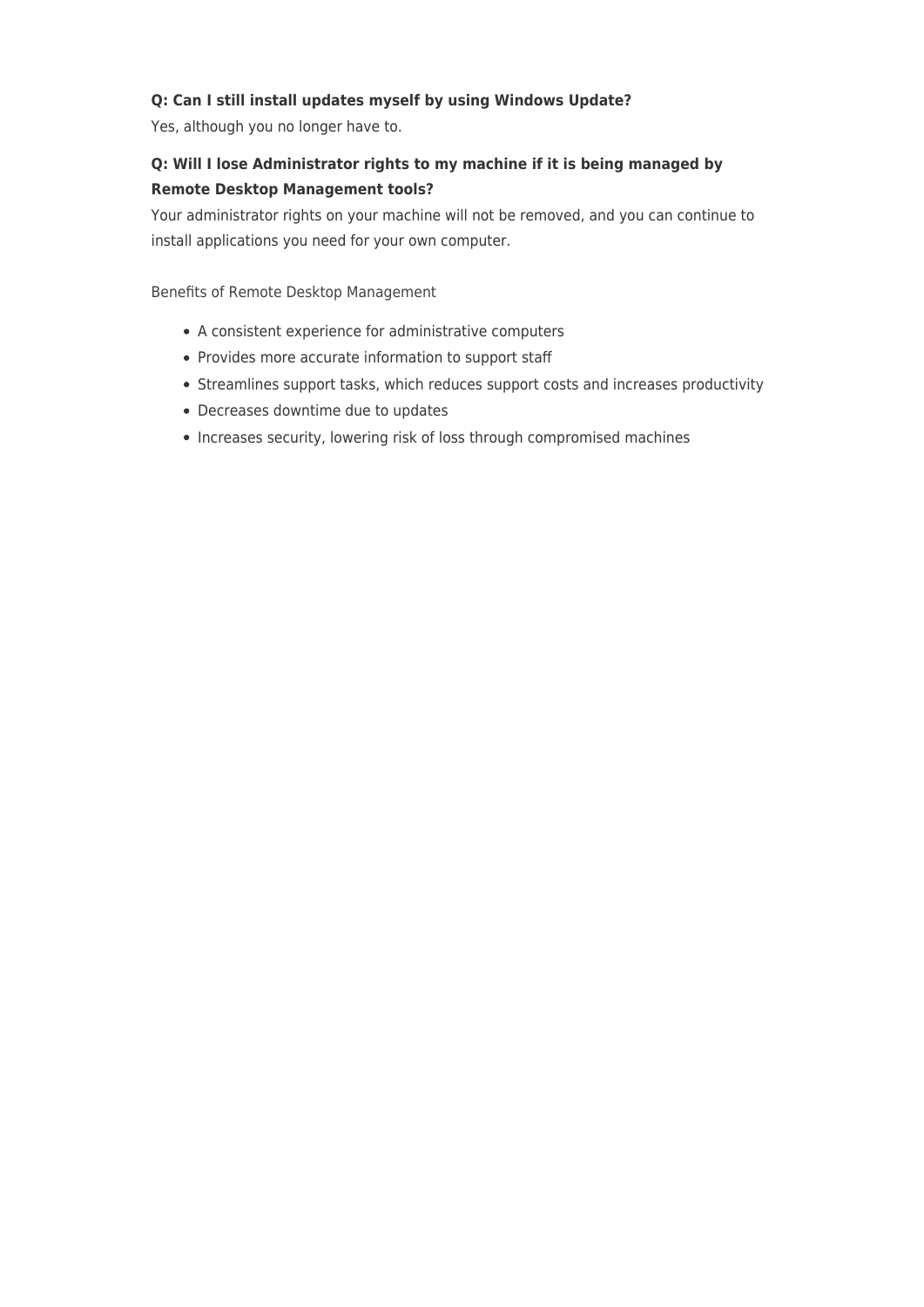**Q: Can I still install updates myself by using Windows Update?**

Yes, although you no longer have to.

**Q: Will I lose Administrator rights to my machine if it is being managed by Remote Desktop Management tools?**

Your administrator rights on your machine will not be removed, and you can continue to install applications you need for your own computer.

Benefits of Remote Desktop Management

- A consistent experience for administrative computers
- Provides more accurate information to support staff
- Streamlines support tasks, which reduces support costs and increases productivity
- Decreases downtime due to updates
- Increases security, lowering risk of loss through compromised machines